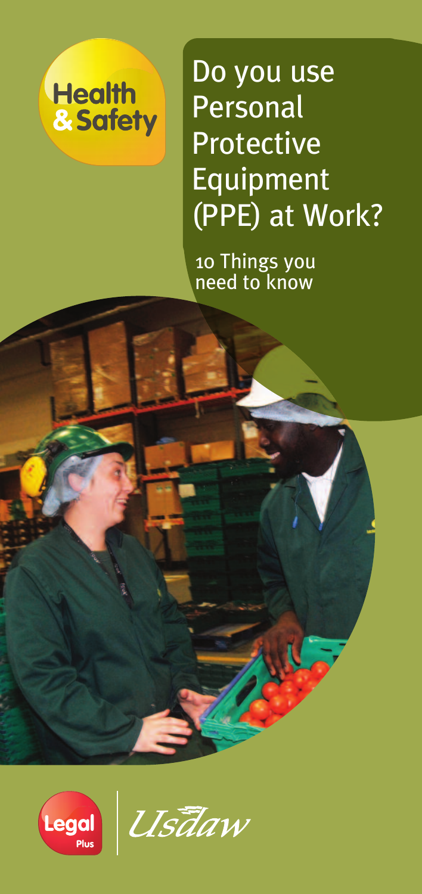Health & Safety

# Do you use Personal Protective Equipment (PPE) at Work?

## 10 Things you need to know

Legal Plus

Usdaw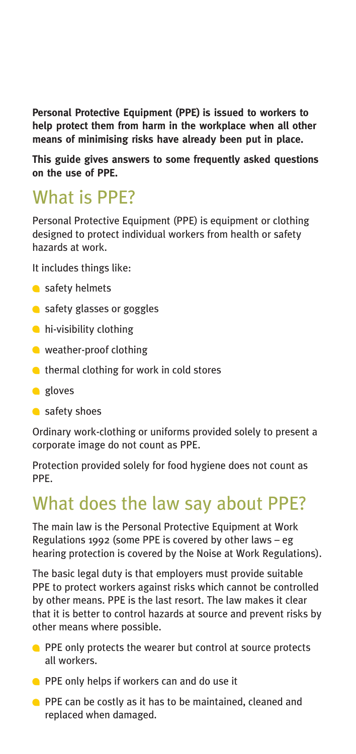**Personal Protective Equipment (PPE) is issued to workers to help protect them from harm in the workplace when all other means of minimising risks have already been put in place.**

**This guide gives answers to some frequently asked questions on the use of PPE.**

## What is PPE?

Personal Protective Equipment (PPE) is equipment or clothing designed to protect individual workers from health or safety hazards at work.

It includes things like:

- safety helmets
- safety glasses or goggles
- hi-visibility clothing
- weather-proof clothing
- thermal clothing for work in cold stores
- gloves
- safety shoes

Ordinary work-clothing or uniforms provided solely to present a corporate image do not count as PPE.

Protection provided solely for food hygiene does not count as PPE.

## What does the law say about PPE?

The main law is the Personal Protective Equipment at Work Regulations 1992 (some PPE is covered by other laws – eg hearing protection is covered by the Noise at Work Regulations).

The basic legal duty is that employers must provide suitable PPE to protect workers against risks which cannot be controlled by other means. PPE is the last resort. The law makes it clear that it is better to control hazards at source and prevent risks by other means where possible.

- PPE only protects the wearer but control at source protects all workers.
- PPE only helps if workers can and do use it
- PPE can be costly as it has to be maintained, cleaned and replaced when damaged.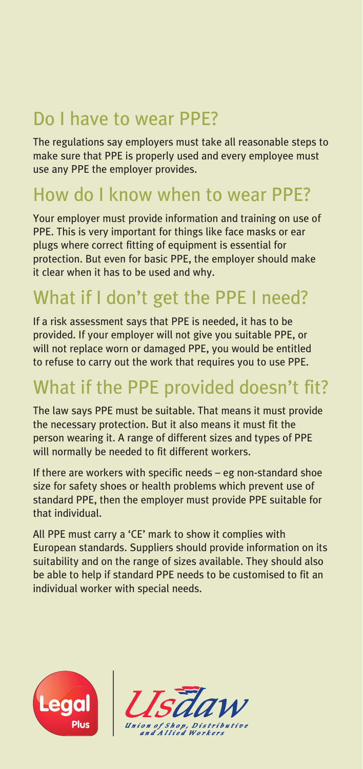## Do I have to wear PPE?

The regulations say employers must take all reasonable steps to make sure that PPE is properly used and every employee must use any PPE the employer provides.

## How do I know when to wear PPE?

Your employer must provide information and training on use of PPE. This is very important for things like face masks or ear plugs where correct fitting of equipment is essential for protection. But even for basic PPE, the employer should make it clear when it has to be used and why.

## What if I don't get the PPE I need?

If a risk assessment says that PPE is needed, it has to be provided. If your employer will not give you suitable PPE, or will not replace worn or damaged PPE, you would be entitled to refuse to carry out the work that requires you to use PPE.

## What if the PPE provided doesn't fit?

The law says PPE must be suitable. That means it must provide the necessary protection. But it also means it must fit the person wearing it. A range of different sizes and types of PPE will normally be needed to fit different workers.

If there are workers with specific needs – eg non-standard shoe size for safety shoes or health problems which prevent use of standard PPE, then the employer must provide PPE suitable for that individual.

All PPE must carry a 'CE' mark to show it complies with European standards. Suppliers should provide information on its suitability and on the range of sizes available. They should also be able to help if standard PPE needs to be customised to fit an individual worker with special needs.

Legal Plus

Usdaw
Union of Shop, Distributive and Allied Workers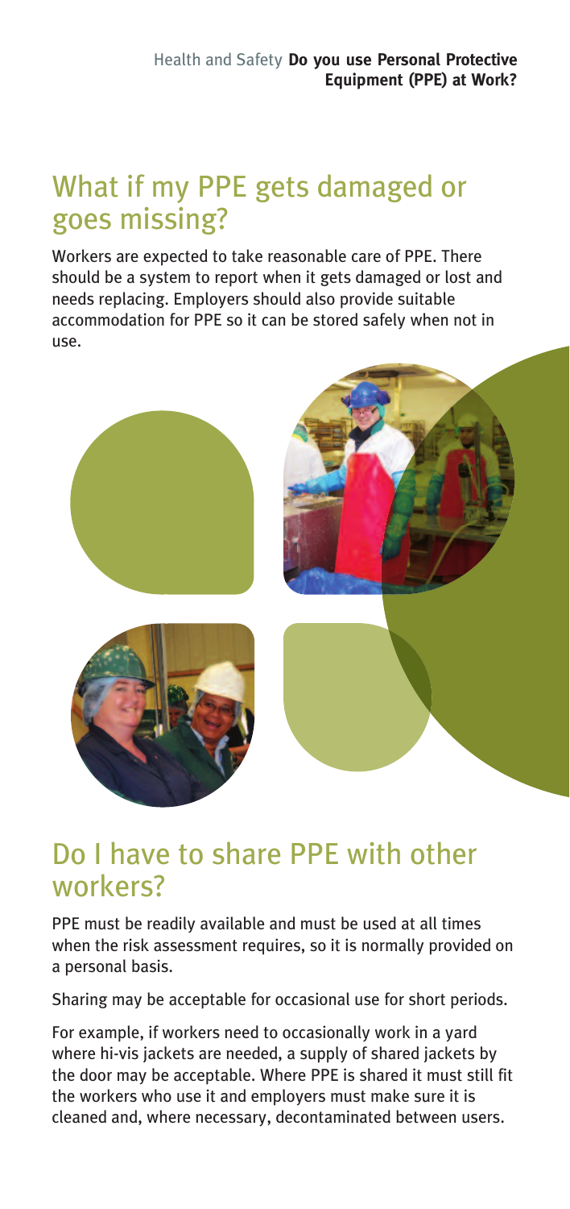## What if my PPE gets damaged or goes missing?

Workers are expected to take reasonable care of PPE. There should be a system to report when it gets damaged or lost and needs replacing. Employers should also provide suitable accommodation for PPE so it can be stored safely when not in use.

## Do I have to share PPE with other workers?

PPE must be readily available and must be used at all times when the risk assessment requires, so it is normally provided on a personal basis.

Sharing may be acceptable for occasional use for short periods.

For example, if workers need to occasionally work in a yard where hi-vis jackets are needed, a supply of shared jackets by the door may be acceptable. Where PPE is shared it must still fit the workers who use it and employers must make sure it is cleaned and, where necessary, decontaminated between users.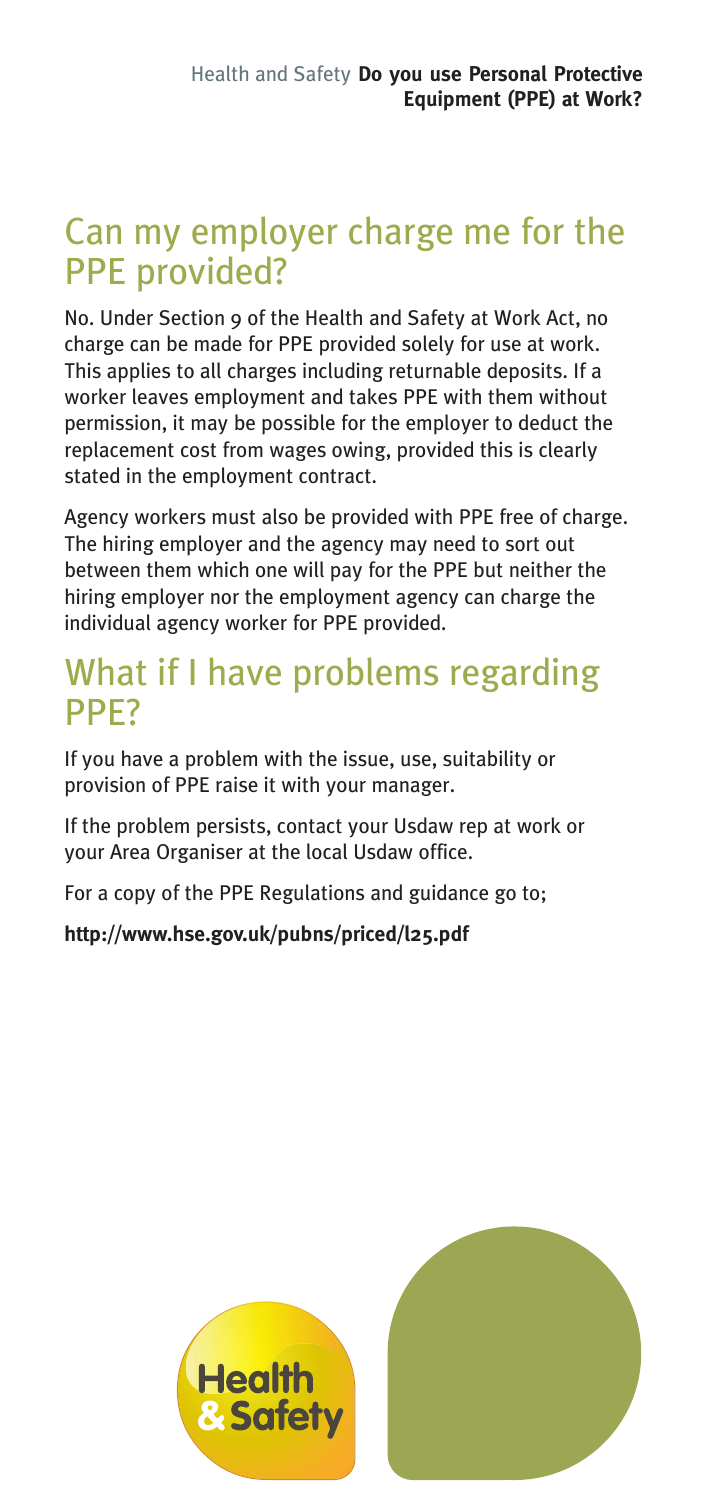## Can my employer charge me for the PPE provided?

No. Under Section 9 of the Health and Safety at Work Act, no charge can be made for PPE provided solely for use at work. This applies to all charges including returnable deposits. If a worker leaves employment and takes PPE with them without permission, it may be possible for the employer to deduct the replacement cost from wages owing, provided this is clearly stated in the employment contract.

Agency workers must also be provided with PPE free of charge. The hiring employer and the agency may need to sort out between them which one will pay for the PPE but neither the hiring employer nor the employment agency can charge the individual agency worker for PPE provided.

## What if I have problems regarding PPE?

If you have a problem with the issue, use, suitability or provision of PPE raise it with your manager.

If the problem persists, contact your Usdaw rep at work or your Area Organiser at the local Usdaw office.

For a copy of the PPE Regulations and guidance go to;

**http://www.hse.gov.uk/pubns/priced/l25.pdf**

Health & Safety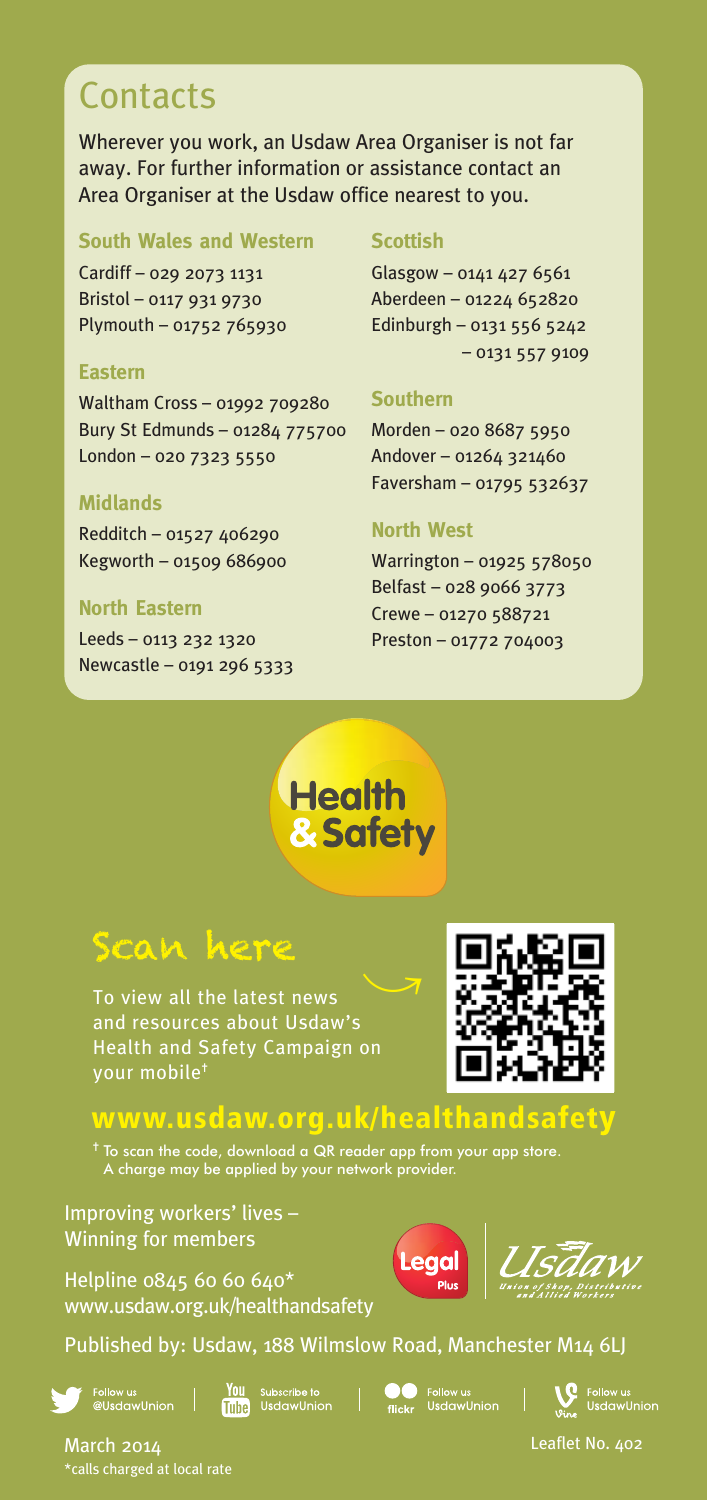## Contacts

Wherever you work, an Usdaw Area Organiser is not far away. For further information or assistance contact an Area Organiser at the Usdaw office nearest to you.

### South Wales and Western

Cardiff – 029 2073 1131
Bristol – 0117 931 9730
Plymouth – 01752 765930

### Eastern

Waltham Cross – 01992 709280
Bury St Edmunds – 01284 775700
London – 020 7323 5550

### Midlands

Redditch – 01527 406290
Kegworth – 01509 686900

### North Eastern

Leeds – 0113 232 1320
Newcastle – 0191 296 5333

### Scottish

Glasgow – 0141 427 6561
Aberdeen – 01224 652820
Edinburgh – 0131 556 5242
– 0131 557 9109

### Southern

Morden – 020 8687 5950
Andover – 01264 321460
Faversham – 01795 532637

### North West

Warrington – 01925 578050
Belfast – 028 9066 3773
Crewe – 01270 588721
Preston – 01772 704003

Health & Safety

## Scan here

To view all the latest news and resources about Usdaw's Health and Safety Campaign on your mobile[†]

**www.usdaw.org.uk/healthandsafety**

[†] To scan the code, download a QR reader app from your app store. A charge may be applied by your network provider.

Improving workers' lives – Winning for members

Helpline 0845 60 60 640*
www.usdaw.org.uk/healthandsafety

Legal Plus

Usdaw — Union of Shop, Distributive and Allied Workers

Published by: Usdaw, 188 Wilmslow Road, Manchester M14 6LJ

Follow us @UsdawUnion | Subscribe to UsdawUnion | Follow us UsdawUnion | Follow us UsdawUnion

March 2014
*calls charged at local rate

Leaflet No. 402